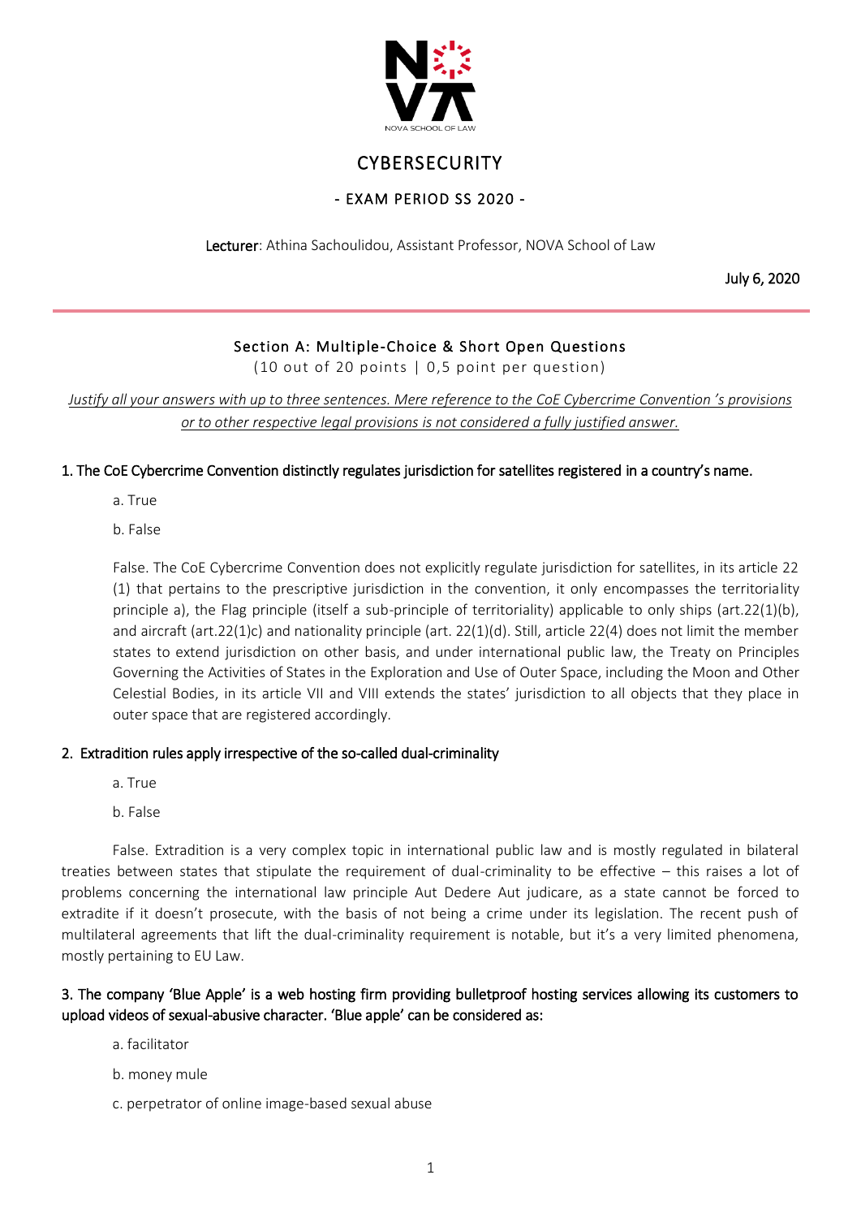# CYBERSECURITY

## - EXAM PERIOD SS 2020 -

**Lecturer**: Athina Sachoulidou, Assistant Professor, NOVA School of Law

July 6, 2020

---

### Section A: Multiple-Choice & Short Open Questions

(10 out of 20 points | 0,5 point per question)

*Justify all your answers with up to three sentences. Mere reference to the CoE Cybercrime Convention 's provisions or to other respective legal provisions is not considered a fully justified answer.*

**1. The CoE Cybercrime Convention distinctly regulates jurisdiction for satellites registered in a country's name.**

a. True

b. False

False. The CoE Cybercrime Convention does not explicitly regulate jurisdiction for satellites, in its article 22 (1) that pertains to the prescriptive jurisdiction in the convention, it only encompasses the territoriality principle a), the Flag principle (itself a sub-principle of territoriality) applicable to only ships (art.22(1)(b), and aircraft (art.22(1)c) and nationality principle (art. 22(1)(d). Still, article 22(4) does not limit the member states to extend jurisdiction on other basis, and under international public law, the Treaty on Principles Governing the Activities of States in the Exploration and Use of Outer Space, including the Moon and Other Celestial Bodies, in its article VII and VIII extends the states' jurisdiction to all objects that they place in outer space that are registered accordingly.

**2. Extradition rules apply irrespective of the so-called dual-criminality**

a. True

b. False

False. Extradition is a very complex topic in international public law and is mostly regulated in bilateral treaties between states that stipulate the requirement of dual-criminality to be effective – this raises a lot of problems concerning the international law principle Aut Dedere Aut judicare, as a state cannot be forced to extradite if it doesn't prosecute, with the basis of not being a crime under its legislation. The recent push of multilateral agreements that lift the dual-criminality requirement is notable, but it's a very limited phenomena, mostly pertaining to EU Law.

**3. The company 'Blue Apple' is a web hosting firm providing bulletproof hosting services allowing its customers to upload videos of sexual-abusive character. 'Blue apple' can be considered as:**

a. facilitator

b. money mule

c. perpetrator of online image-based sexual abuse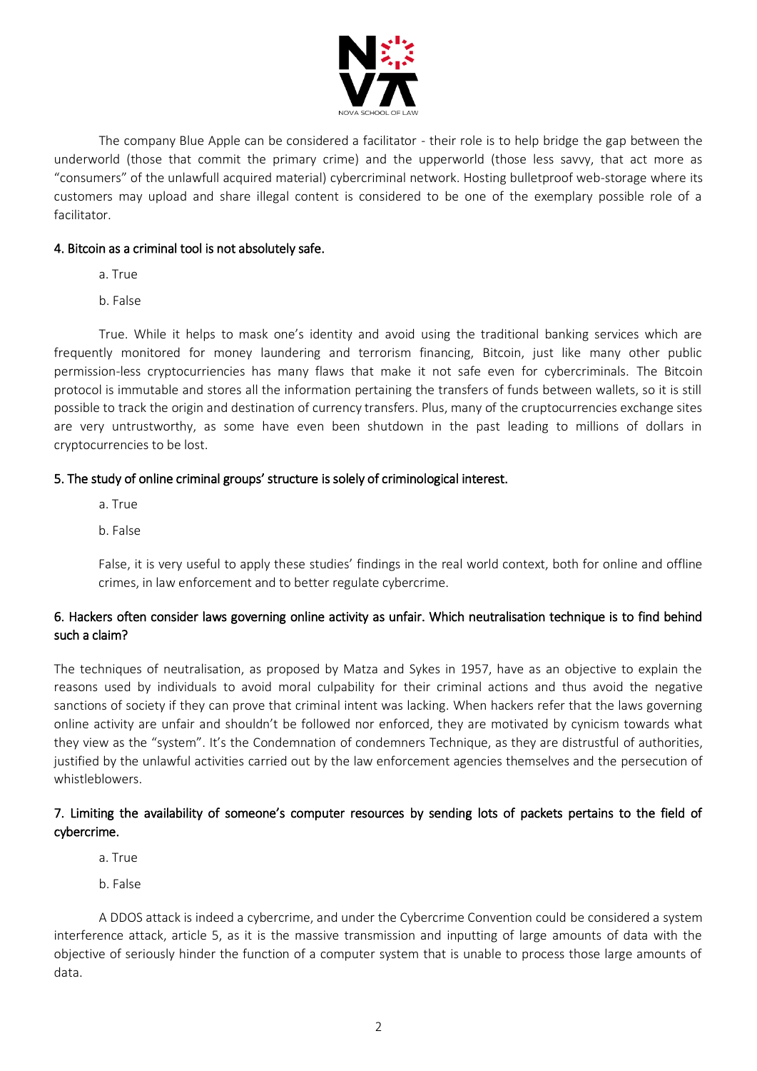The company Blue Apple can be considered a facilitator - their role is to help bridge the gap between the underworld (those that commit the primary crime) and the upperworld (those less savvy, that act more as "consumers" of the unlawfull acquired material) cybercriminal network. Hosting bulletproof web-storage where its customers may upload and share illegal content is considered to be one of the exemplary possible role of a facilitator.

#### 4. Bitcoin as a criminal tool is not absolutely safe.

a. True

b. False

True. While it helps to mask one's identity and avoid using the traditional banking services which are frequently monitored for money laundering and terrorism financing, Bitcoin, just like many other public permission-less cryptocurriencies has many flaws that make it not safe even for cybercriminals. The Bitcoin protocol is immutable and stores all the information pertaining the transfers of funds between wallets, so it is still possible to track the origin and destination of currency transfers. Plus, many of the cruptocurrencies exchange sites are very untrustworthy, as some have even been shutdown in the past leading to millions of dollars in cryptocurrencies to be lost.

#### 5. The study of online criminal groups' structure is solely of criminological interest.

a. True

b. False

False, it is very useful to apply these studies' findings in the real world context, both for online and offline crimes, in law enforcement and to better regulate cybercrime.

#### 6. Hackers often consider laws governing online activity as unfair. Which neutralisation technique is to find behind such a claim?

The techniques of neutralisation, as proposed by Matza and Sykes in 1957, have as an objective to explain the reasons used by individuals to avoid moral culpability for their criminal actions and thus avoid the negative sanctions of society if they can prove that criminal intent was lacking. When hackers refer that the laws governing online activity are unfair and shouldn't be followed nor enforced, they are motivated by cynicism towards what they view as the "system". It's the Condemnation of condemners Technique, as they are distrustful of authorities, justified by the unlawful activities carried out by the law enforcement agencies themselves and the persecution of whistleblowers.

#### 7. Limiting the availability of someone's computer resources by sending lots of packets pertains to the field of cybercrime.

a. True

b. False

A DDOS attack is indeed a cybercrime, and under the Cybercrime Convention could be considered a system interference attack, article 5, as it is the massive transmission and inputting of large amounts of data with the objective of seriously hinder the function of a computer system that is unable to process those large amounts of data.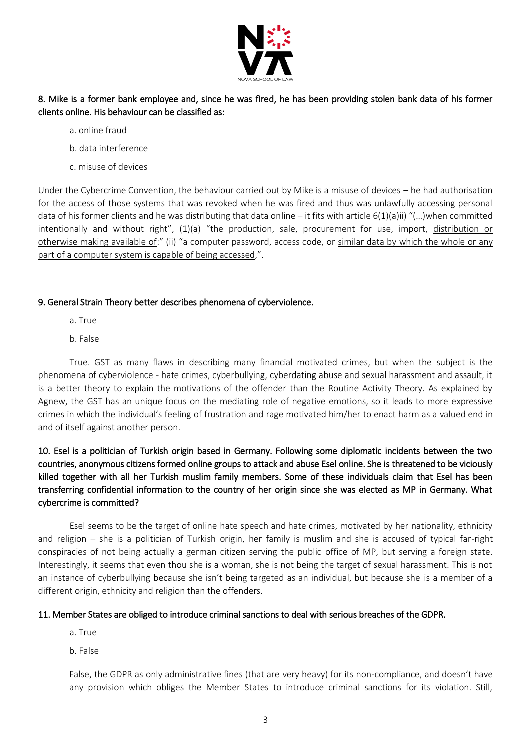**8. Mike is a former bank employee and, since he was fired, he has been providing stolen bank data of his former clients online. His behaviour can be classified as:**

a. online fraud

b. data interference

c. misuse of devices

Under the Cybercrime Convention, the behaviour carried out by Mike is a misuse of devices – he had authorisation for the access of those systems that was revoked when he was fired and thus was unlawfully accessing personal data of his former clients and he was distributing that data online – it fits with article 6(1)(a)ii) "(…)when committed intentionally and without right", (1)(a) "the production, sale, procurement for use, import, <u>distribution or otherwise making available of</u>:" (ii) "a computer password, access code, or <u>similar data by which the whole or any part of a computer system is capable of being accessed</u>,".

**9. General Strain Theory better describes phenomena of cyberviolence.**

a. True

b. False

True. GST as many flaws in describing many financial motivated crimes, but when the subject is the phenomena of cyberviolence - hate crimes, cyberbullying, cyberdating abuse and sexual harassment and assault, it is a better theory to explain the motivations of the offender than the Routine Activity Theory. As explained by Agnew, the GST has an unique focus on the mediating role of negative emotions, so it leads to more expressive crimes in which the individual's feeling of frustration and rage motivated him/her to enact harm as a valued end in and of itself against another person.

**10. Esel is a politician of Turkish origin based in Germany. Following some diplomatic incidents between the two countries, anonymous citizens formed online groups to attack and abuse Esel online. She is threatened to be viciously killed together with all her Turkish muslim family members. Some of these individuals claim that Esel has been transferring confidential information to the country of her origin since she was elected as MP in Germany. What cybercrime is committed?**

Esel seems to be the target of online hate speech and hate crimes, motivated by her nationality, ethnicity and religion – she is a politician of Turkish origin, her family is muslim and she is accused of typical far-right conspiracies of not being actually a german citizen serving the public office of MP, but serving a foreign state. Interestingly, it seems that even thou she is a woman, she is not being the target of sexual harassment. This is not an instance of cyberbullying because she isn't being targeted as an individual, but because she is a member of a different origin, ethnicity and religion than the offenders.

**11. Member States are obliged to introduce criminal sanctions to deal with serious breaches of the GDPR.**

a. True

b. False

False, the GDPR as only administrative fines (that are very heavy) for its non-compliance, and doesn't have any provision which obliges the Member States to introduce criminal sanctions for its violation. Still,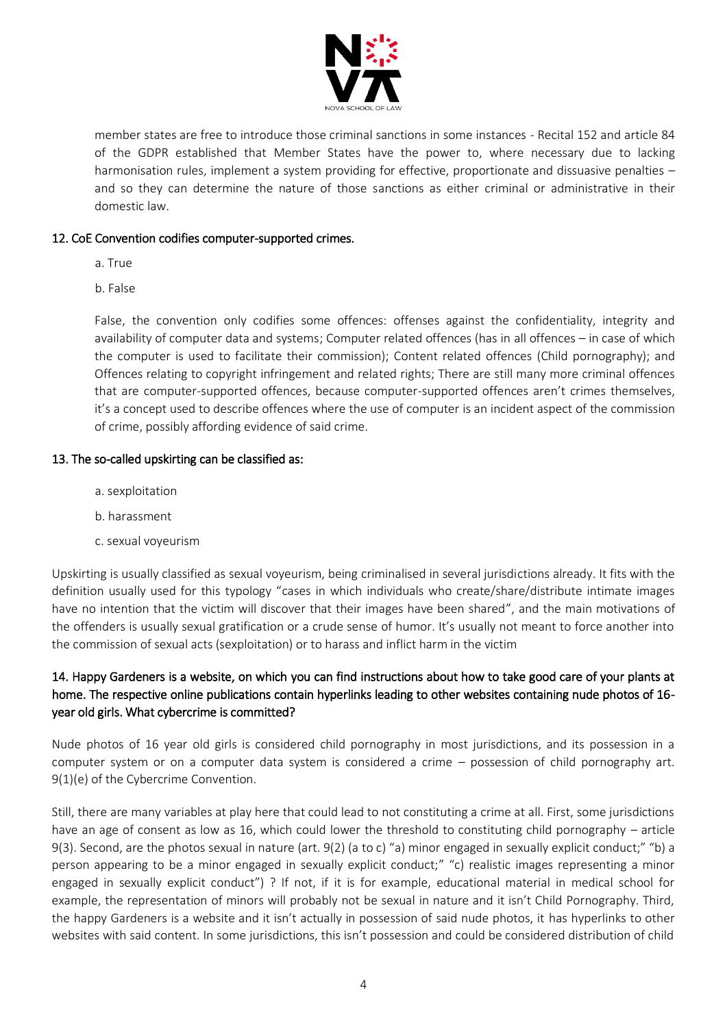member states are free to introduce those criminal sanctions in some instances - Recital 152 and article 84 of the GDPR established that Member States have the power to, where necessary due to lacking harmonisation rules, implement a system providing for effective, proportionate and dissuasive penalties – and so they can determine the nature of those sanctions as either criminal or administrative in their domestic law.

### 12. CoE Convention codifies computer-supported crimes.

a. True

b. False

False, the convention only codifies some offences: offenses against the confidentiality, integrity and availability of computer data and systems; Computer related offences (has in all offences – in case of which the computer is used to facilitate their commission); Content related offences (Child pornography); and Offences relating to copyright infringement and related rights; There are still many more criminal offences that are computer-supported offences, because computer-supported offences aren't crimes themselves, it's a concept used to describe offences where the use of computer is an incident aspect of the commission of crime, possibly affording evidence of said crime.

### 13. The so-called upskirting can be classified as:

a. sexploitation

b. harassment

c. sexual voyeurism

Upskirting is usually classified as sexual voyeurism, being criminalised in several jurisdictions already. It fits with the definition usually used for this typology "cases in which individuals who create/share/distribute intimate images have no intention that the victim will discover that their images have been shared", and the main motivations of the offenders is usually sexual gratification or a crude sense of humor. It's usually not meant to force another into the commission of sexual acts (sexploitation) or to harass and inflict harm in the victim

### 14. Happy Gardeners is a website, on which you can find instructions about how to take good care of your plants at home. The respective online publications contain hyperlinks leading to other websites containing nude photos of 16-year old girls. What cybercrime is committed?

Nude photos of 16 year old girls is considered child pornography in most jurisdictions, and its possession in a computer system or on a computer data system is considered a crime – possession of child pornography art. 9(1)(e) of the Cybercrime Convention.

Still, there are many variables at play here that could lead to not constituting a crime at all. First, some jurisdictions have an age of consent as low as 16, which could lower the threshold to constituting child pornography – article 9(3). Second, are the photos sexual in nature (art. 9(2) (a to c) "a) minor engaged in sexually explicit conduct;" "b) a person appearing to be a minor engaged in sexually explicit conduct;" "c) realistic images representing a minor engaged in sexually explicit conduct") ? If not, if it is for example, educational material in medical school for example, the representation of minors will probably not be sexual in nature and it isn't Child Pornography. Third, the happy Gardeners is a website and it isn't actually in possession of said nude photos, it has hyperlinks to other websites with said content. In some jurisdictions, this isn't possession and could be considered distribution of child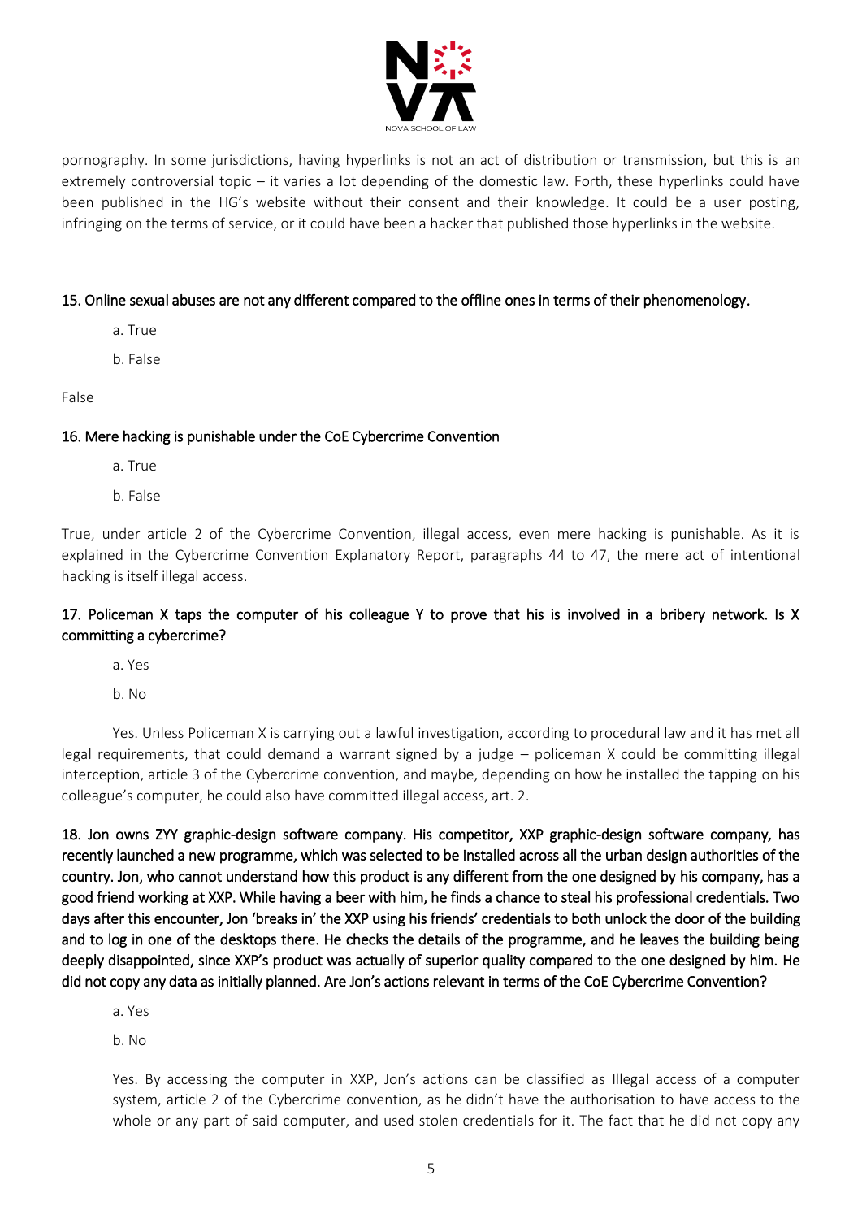pornography. In some jurisdictions, having hyperlinks is not an act of distribution or transmission, but this is an extremely controversial topic – it varies a lot depending of the domestic law. Forth, these hyperlinks could have been published in the HG's website without their consent and their knowledge. It could be a user posting, infringing on the terms of service, or it could have been a hacker that published those hyperlinks in the website.

**15. Online sexual abuses are not any different compared to the offline ones in terms of their phenomenology.**

a. True

b. False

False

**16. Mere hacking is punishable under the CoE Cybercrime Convention**

a. True

b. False

True, under article 2 of the Cybercrime Convention, illegal access, even mere hacking is punishable. As it is explained in the Cybercrime Convention Explanatory Report, paragraphs 44 to 47, the mere act of intentional hacking is itself illegal access.

**17. Policeman X taps the computer of his colleague Y to prove that his is involved in a bribery network. Is X committing a cybercrime?**

a. Yes

b. No

Yes. Unless Policeman X is carrying out a lawful investigation, according to procedural law and it has met all legal requirements, that could demand a warrant signed by a judge – policeman X could be committing illegal interception, article 3 of the Cybercrime convention, and maybe, depending on how he installed the tapping on his colleague's computer, he could also have committed illegal access, art. 2.

**18. Jon owns ZYY graphic-design software company. His competitor, XXP graphic-design software company, has recently launched a new programme, which was selected to be installed across all the urban design authorities of the country. Jon, who cannot understand how this product is any different from the one designed by his company, has a good friend working at XXP. While having a beer with him, he finds a chance to steal his professional credentials. Two days after this encounter, Jon 'breaks in' the XXP using his friends' credentials to both unlock the door of the building and to log in one of the desktops there. He checks the details of the programme, and he leaves the building being deeply disappointed, since XXP's product was actually of superior quality compared to the one designed by him. He did not copy any data as initially planned. Are Jon's actions relevant in terms of the CoE Cybercrime Convention?**

a. Yes

b. No

Yes. By accessing the computer in XXP, Jon's actions can be classified as Illegal access of a computer system, article 2 of the Cybercrime convention, as he didn't have the authorisation to have access to the whole or any part of said computer, and used stolen credentials for it. The fact that he did not copy any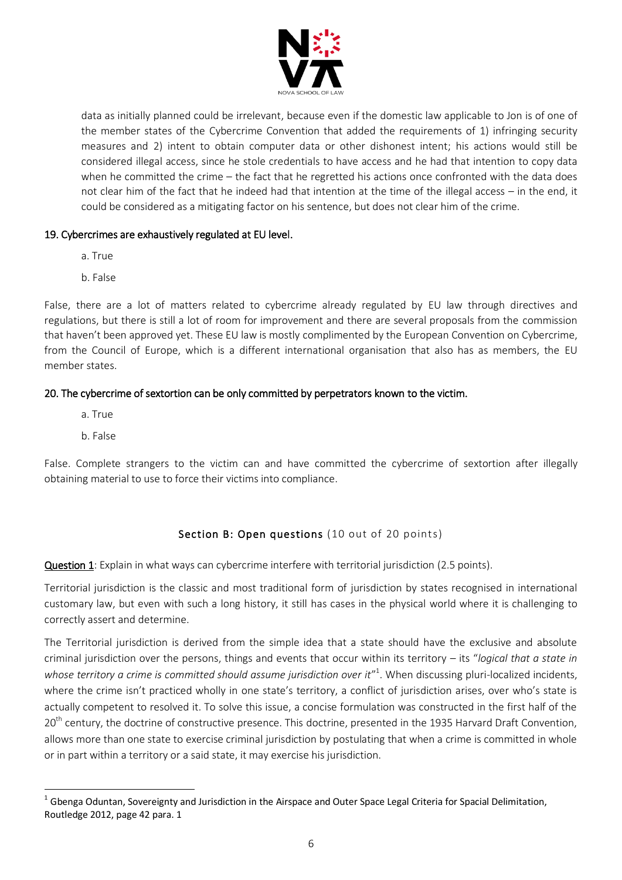data as initially planned could be irrelevant, because even if the domestic law applicable to Jon is of one of the member states of the Cybercrime Convention that added the requirements of 1) infringing security measures and 2) intent to obtain computer data or other dishonest intent; his actions would still be considered illegal access, since he stole credentials to have access and he had that intention to copy data when he committed the crime – the fact that he regretted his actions once confronted with the data does not clear him of the fact that he indeed had that intention at the time of the illegal access – in the end, it could be considered as a mitigating factor on his sentence, but does not clear him of the crime.

19. Cybercrimes are exhaustively regulated at EU level.

a. True

b. False

False, there are a lot of matters related to cybercrime already regulated by EU law through directives and regulations, but there is still a lot of room for improvement and there are several proposals from the commission that haven't been approved yet. These EU law is mostly complimented by the European Convention on Cybercrime, from the Council of Europe, which is a different international organisation that also has as members, the EU member states.

20. The cybercrime of sextortion can be only committed by perpetrators known to the victim.

a. True

b. False

False. Complete strangers to the victim can and have committed the cybercrime of sextortion after illegally obtaining material to use to force their victims into compliance.

## Section B: Open questions (10 out of 20 points)

**Question 1**: Explain in what ways can cybercrime interfere with territorial jurisdiction (2.5 points).

Territorial jurisdiction is the classic and most traditional form of jurisdiction by states recognised in international customary law, but even with such a long history, it still has cases in the physical world where it is challenging to correctly assert and determine.

The Territorial jurisdiction is derived from the simple idea that a state should have the exclusive and absolute criminal jurisdiction over the persons, things and events that occur within its territory – its "*logical that a state in whose territory a crime is committed should assume jurisdiction over it*"[1]. When discussing pluri-localized incidents, where the crime isn't practiced wholly in one state's territory, a conflict of jurisdiction arises, over who's state is actually competent to resolved it. To solve this issue, a concise formulation was constructed in the first half of the 20th century, the doctrine of constructive presence. This doctrine, presented in the 1935 Harvard Draft Convention, allows more than one state to exercise criminal jurisdiction by postulating that when a crime is committed in whole or in part within a territory or a said state, it may exercise his jurisdiction.

[1] Gbenga Oduntan, Sovereignty and Jurisdiction in the Airspace and Outer Space Legal Criteria for Spacial Delimitation, Routledge 2012, page 42 para. 1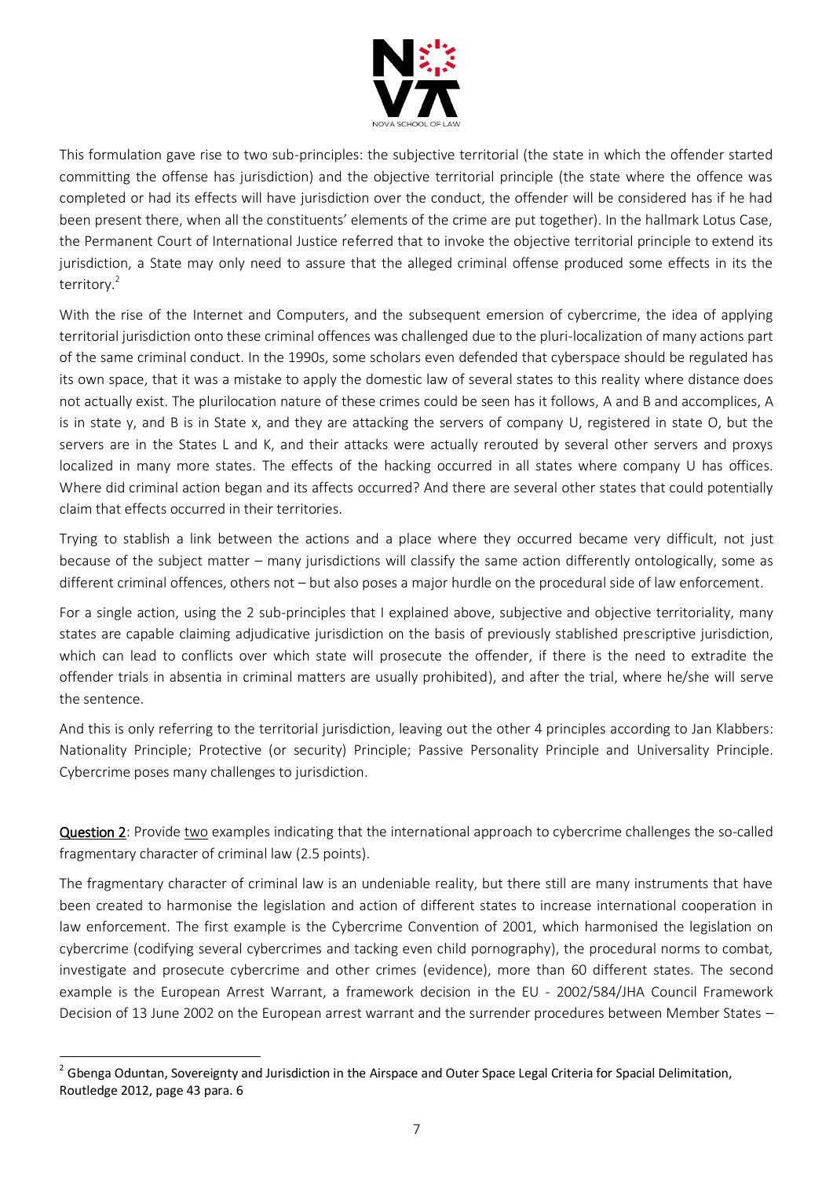This formulation gave rise to two sub-principles: the subjective territorial (the state in which the offender started committing the offense has jurisdiction) and the objective territorial principle (the state where the offence was completed or had its effects will have jurisdiction over the conduct, the offender will be considered has if he had been present there, when all the constituents' elements of the crime are put together). In the hallmark Lotus Case, the Permanent Court of International Justice referred that to invoke the objective territorial principle to extend its jurisdiction, a State may only need to assure that the alleged criminal offense produced some effects in its the territory.[2]

With the rise of the Internet and Computers, and the subsequent emersion of cybercrime, the idea of applying territorial jurisdiction onto these criminal offences was challenged due to the pluri-localization of many actions part of the same criminal conduct. In the 1990s, some scholars even defended that cyberspace should be regulated has its own space, that it was a mistake to apply the domestic law of several states to this reality where distance does not actually exist. The plurilocation nature of these crimes could be seen has it follows, A and B and accomplices, A is in state y, and B is in State x, and they are attacking the servers of company U, registered in state O, but the servers are in the States L and K, and their attacks were actually rerouted by several other servers and proxys localized in many more states. The effects of the hacking occurred in all states where company U has offices. Where did criminal action began and its affects occurred? And there are several other states that could potentially claim that effects occurred in their territories.

Trying to stablish a link between the actions and a place where they occurred became very difficult, not just because of the subject matter – many jurisdictions will classify the same action differently ontologically, some as different criminal offences, others not – but also poses a major hurdle on the procedural side of law enforcement.

For a single action, using the 2 sub-principles that I explained above, subjective and objective territoriality, many states are capable claiming adjudicative jurisdiction on the basis of previously stablished prescriptive jurisdiction, which can lead to conflicts over which state will prosecute the offender, if there is the need to extradite the offender trials in absentia in criminal matters are usually prohibited), and after the trial, where he/she will serve the sentence.

And this is only referring to the territorial jurisdiction, leaving out the other 4 principles according to Jan Klabbers: Nationality Principle; Protective (or security) Principle; Passive Personality Principle and Universality Principle. Cybercrime poses many challenges to jurisdiction.

**Question 2**: Provide two examples indicating that the international approach to cybercrime challenges the so-called fragmentary character of criminal law (2.5 points).

The fragmentary character of criminal law is an undeniable reality, but there still are many instruments that have been created to harmonise the legislation and action of different states to increase international cooperation in law enforcement. The first example is the Cybercrime Convention of 2001, which harmonised the legislation on cybercrime (codifying several cybercrimes and tacking even child pornography), the procedural norms to combat, investigate and prosecute cybercrime and other crimes (evidence), more than 60 different states. The second example is the European Arrest Warrant, a framework decision in the EU - 2002/584/JHA Council Framework Decision of 13 June 2002 on the European arrest warrant and the surrender procedures between Member States –

[2] Gbenga Oduntan, Sovereignty and Jurisdiction in the Airspace and Outer Space Legal Criteria for Spacial Delimitation, Routledge 2012, page 43 para. 6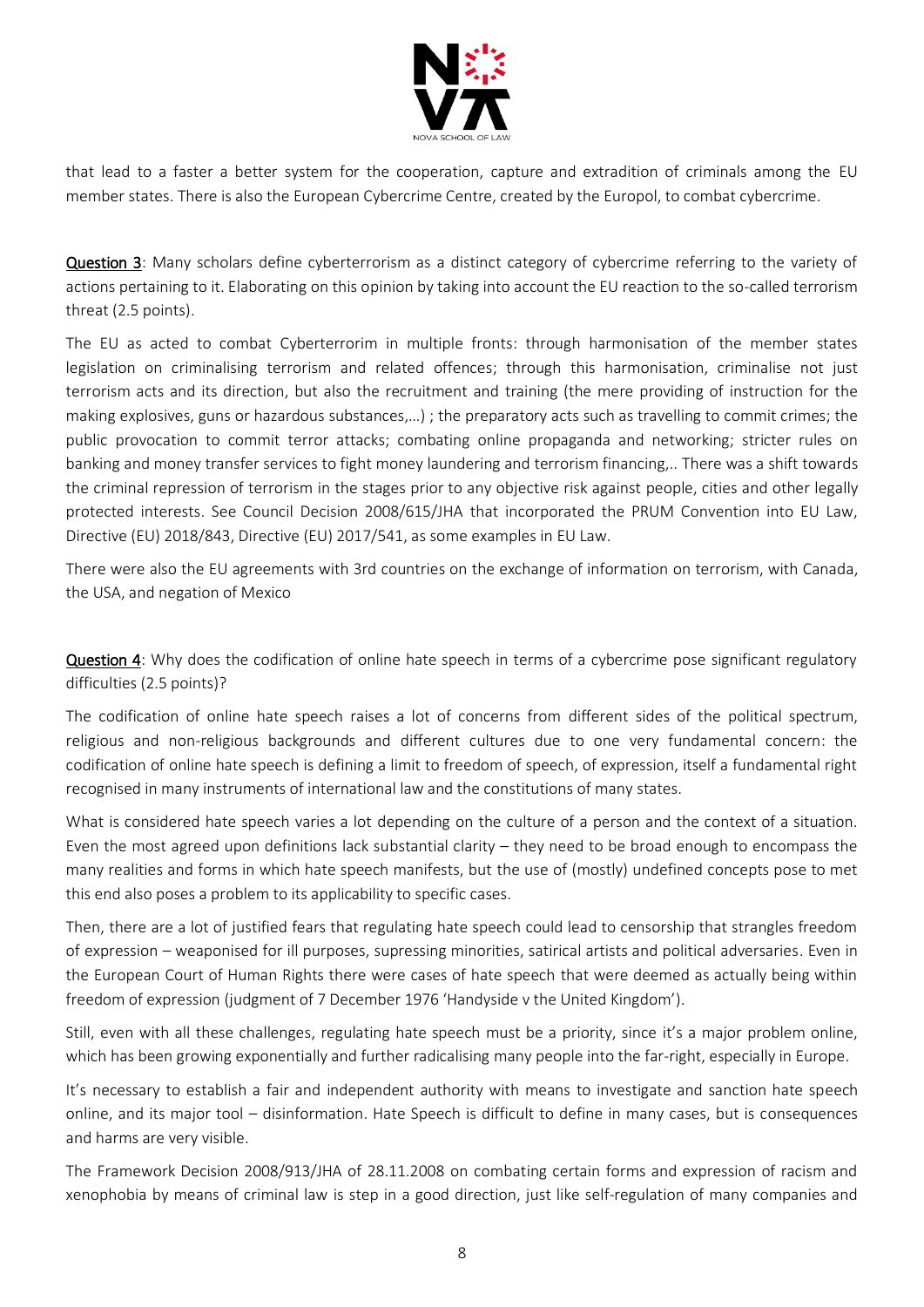that lead to a faster a better system for the cooperation, capture and extradition of criminals among the EU member states. There is also the European Cybercrime Centre, created by the Europol, to combat cybercrime.

**Question 3**: Many scholars define cyberterrorism as a distinct category of cybercrime referring to the variety of actions pertaining to it. Elaborating on this opinion by taking into account the EU reaction to the so-called terrorism threat (2.5 points).

The EU as acted to combat Cyberterrorim in multiple fronts: through harmonisation of the member states legislation on criminalising terrorism and related offences; through this harmonisation, criminalise not just terrorism acts and its direction, but also the recruitment and training (the mere providing of instruction for the making explosives, guns or hazardous substances,…) ; the preparatory acts such as travelling to commit crimes; the public provocation to commit terror attacks; combating online propaganda and networking; stricter rules on banking and money transfer services to fight money laundering and terrorism financing,.. There was a shift towards the criminal repression of terrorism in the stages prior to any objective risk against people, cities and other legally protected interests. See Council Decision 2008/615/JHA that incorporated the PRUM Convention into EU Law, Directive (EU) 2018/843, Directive (EU) 2017/541, as some examples in EU Law.

There were also the EU agreements with 3rd countries on the exchange of information on terrorism, with Canada, the USA, and negation of Mexico

**Question 4**: Why does the codification of online hate speech in terms of a cybercrime pose significant regulatory difficulties (2.5 points)?

The codification of online hate speech raises a lot of concerns from different sides of the political spectrum, religious and non-religious backgrounds and different cultures due to one very fundamental concern: the codification of online hate speech is defining a limit to freedom of speech, of expression, itself a fundamental right recognised in many instruments of international law and the constitutions of many states.

What is considered hate speech varies a lot depending on the culture of a person and the context of a situation. Even the most agreed upon definitions lack substantial clarity – they need to be broad enough to encompass the many realities and forms in which hate speech manifests, but the use of (mostly) undefined concepts pose to met this end also poses a problem to its applicability to specific cases.

Then, there are a lot of justified fears that regulating hate speech could lead to censorship that strangles freedom of expression – weaponised for ill purposes, supressing minorities, satirical artists and political adversaries. Even in the European Court of Human Rights there were cases of hate speech that were deemed as actually being within freedom of expression (judgment of 7 December 1976 'Handyside v the United Kingdom').

Still, even with all these challenges, regulating hate speech must be a priority, since it's a major problem online, which has been growing exponentially and further radicalising many people into the far-right, especially in Europe.

It's necessary to establish a fair and independent authority with means to investigate and sanction hate speech online, and its major tool – disinformation. Hate Speech is difficult to define in many cases, but is consequences and harms are very visible.

The Framework Decision 2008/913/JHA of 28.11.2008 on combating certain forms and expression of racism and xenophobia by means of criminal law is step in a good direction, just like self-regulation of many companies and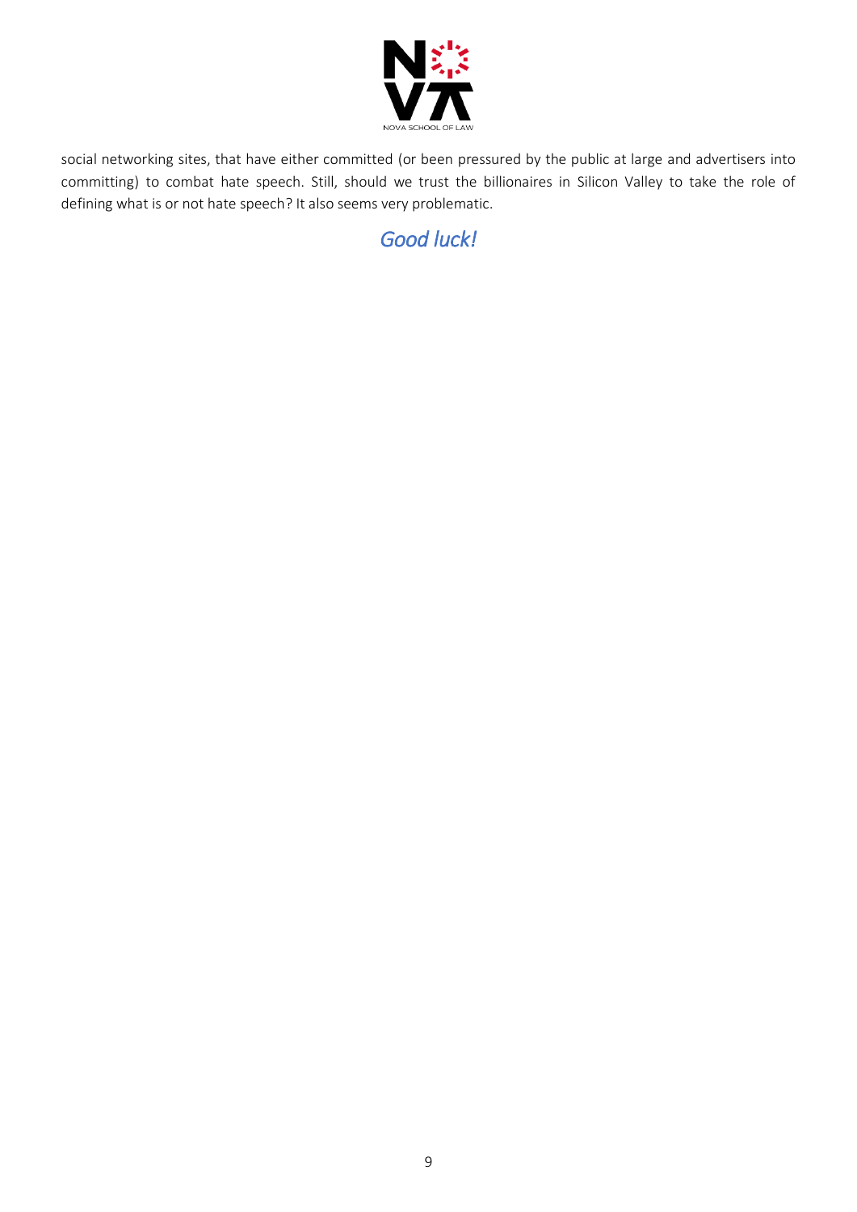social networking sites, that have either committed (or been pressured by the public at large and advertisers into committing) to combat hate speech. Still, should we trust the billionaires in Silicon Valley to take the role of defining what is or not hate speech? It also seems very problematic.

*Good luck!*